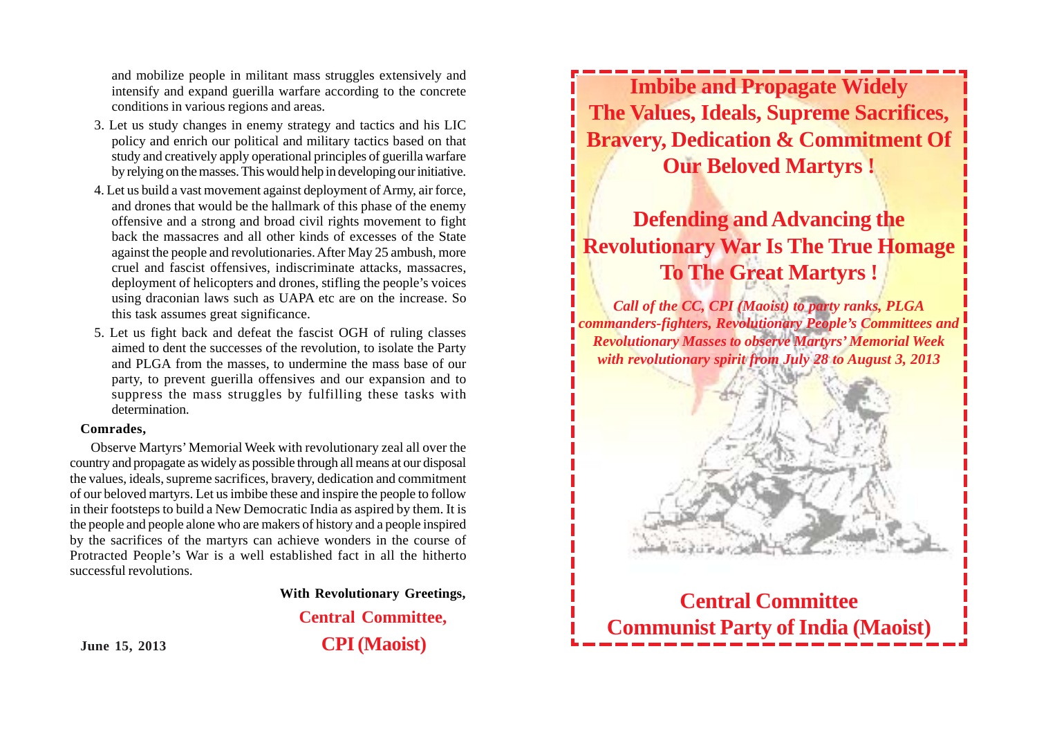and mobilize people in militant mass struggles extensively and intensify and expand guerilla warfare according to the concrete conditions in various regions and areas.

3. Let us study changes in enemy strategy and tactics and his LIC policy and enrich our political and military tactics based on that study and creatively apply operational principles of guerilla warfare by relying on the masses. This would help in developing our initiative.
4. Let us build a vast movement against deployment of Army, air force, and drones that would be the hallmark of this phase of the enemy offensive and a strong and broad civil rights movement to fight back the massacres and all other kinds of excesses of the State against the people and revolutionaries. After May 25 ambush, more cruel and fascist offensives, indiscriminate attacks, massacres, deployment of helicopters and drones, stifling the people's voices using draconian laws such as UAPA etc are on the increase. So this task assumes great significance.
5. Let us fight back and defeat the fascist OGH of ruling classes aimed to dent the successes of the revolution, to isolate the Party and PLGA from the masses, to undermine the mass base of our party, to prevent guerilla offensives and our expansion and to suppress the mass struggles by fulfilling these tasks with determination.

**Comrades,**

Observe Martyrs' Memorial Week with revolutionary zeal all over the country and propagate as widely as possible through all means at our disposal the values, ideals, supreme sacrifices, bravery, dedication and commitment of our beloved martyrs. Let us imbibe these and inspire the people to follow in their footsteps to build a New Democratic India as aspired by them. It is the people and people alone who are makers of history and a people inspired by the sacrifices of the martyrs can achieve wonders in the course of Protracted People's War is a well established fact in all the hitherto successful revolutions.

**With Revolutionary Greetings,**

**Central Committee,**

**CPI (Maoist)**

**June 15, 2013**

# Imbibe and Propagate Widely The Values, Ideals, Supreme Sacrifices, Bravery, Dedication & Commitment Of Our Beloved Martyrs !

# Defending and Advancing the Revolutionary War Is The True Homage To The Great Martyrs !

***Call of the CC, CPI (Maoist) to party ranks, PLGA commanders-fighters, Revolutionary People's Committees and Revolutionary Masses to observe Martyrs' Memorial Week with revolutionary spirit from July 28 to August 3, 2013***

## Central Committee
## Communist Party of India (Maoist)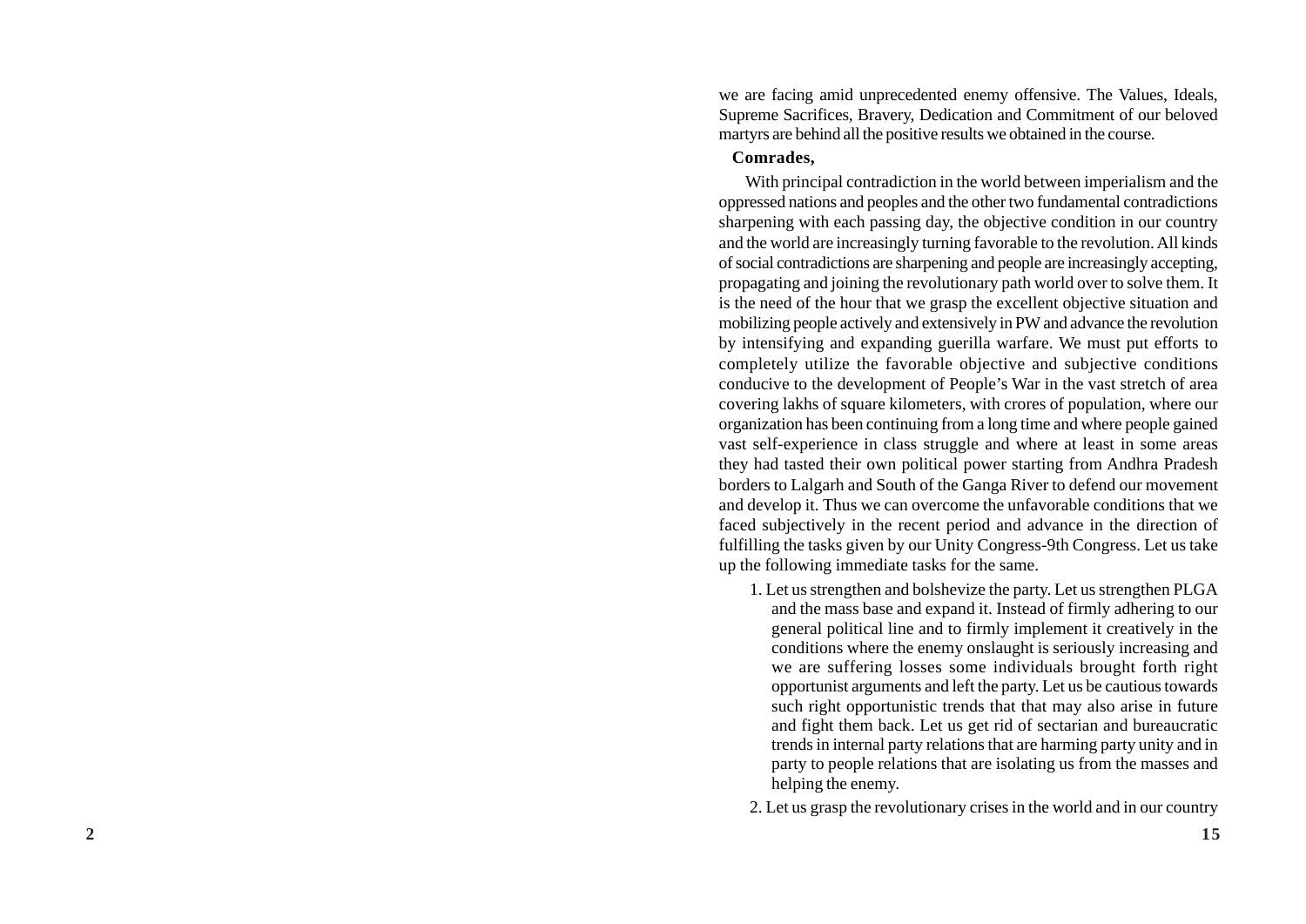we are facing amid unprecedented enemy offensive. The Values, Ideals, Supreme Sacrifices, Bravery, Dedication and Commitment of our beloved martyrs are behind all the positive results we obtained in the course.

**Comrades,**

With principal contradiction in the world between imperialism and the oppressed nations and peoples and the other two fundamental contradictions sharpening with each passing day, the objective condition in our country and the world are increasingly turning favorable to the revolution. All kinds of social contradictions are sharpening and people are increasingly accepting, propagating and joining the revolutionary path world over to solve them. It is the need of the hour that we grasp the excellent objective situation and mobilizing people actively and extensively in PW and advance the revolution by intensifying and expanding guerilla warfare. We must put efforts to completely utilize the favorable objective and subjective conditions conducive to the development of People's War in the vast stretch of area covering lakhs of square kilometers, with crores of population, where our organization has been continuing from a long time and where people gained vast self-experience in class struggle and where at least in some areas they had tasted their own political power starting from Andhra Pradesh borders to Lalgarh and South of the Ganga River to defend our movement and develop it. Thus we can overcome the unfavorable conditions that we faced subjectively in the recent period and advance in the direction of fulfilling the tasks given by our Unity Congress-9th Congress. Let us take up the following immediate tasks for the same.

1. Let us strengthen and bolshevize the party. Let us strengthen PLGA and the mass base and expand it. Instead of firmly adhering to our general political line and to firmly implement it creatively in the conditions where the enemy onslaught is seriously increasing and we are suffering losses some individuals brought forth right opportunist arguments and left the party. Let us be cautious towards such right opportunistic trends that that may also arise in future and fight them back. Let us get rid of sectarian and bureaucratic trends in internal party relations that are harming party unity and in party to people relations that are isolating us from the masses and helping the enemy.
2. Let us grasp the revolutionary crises in the world and in our country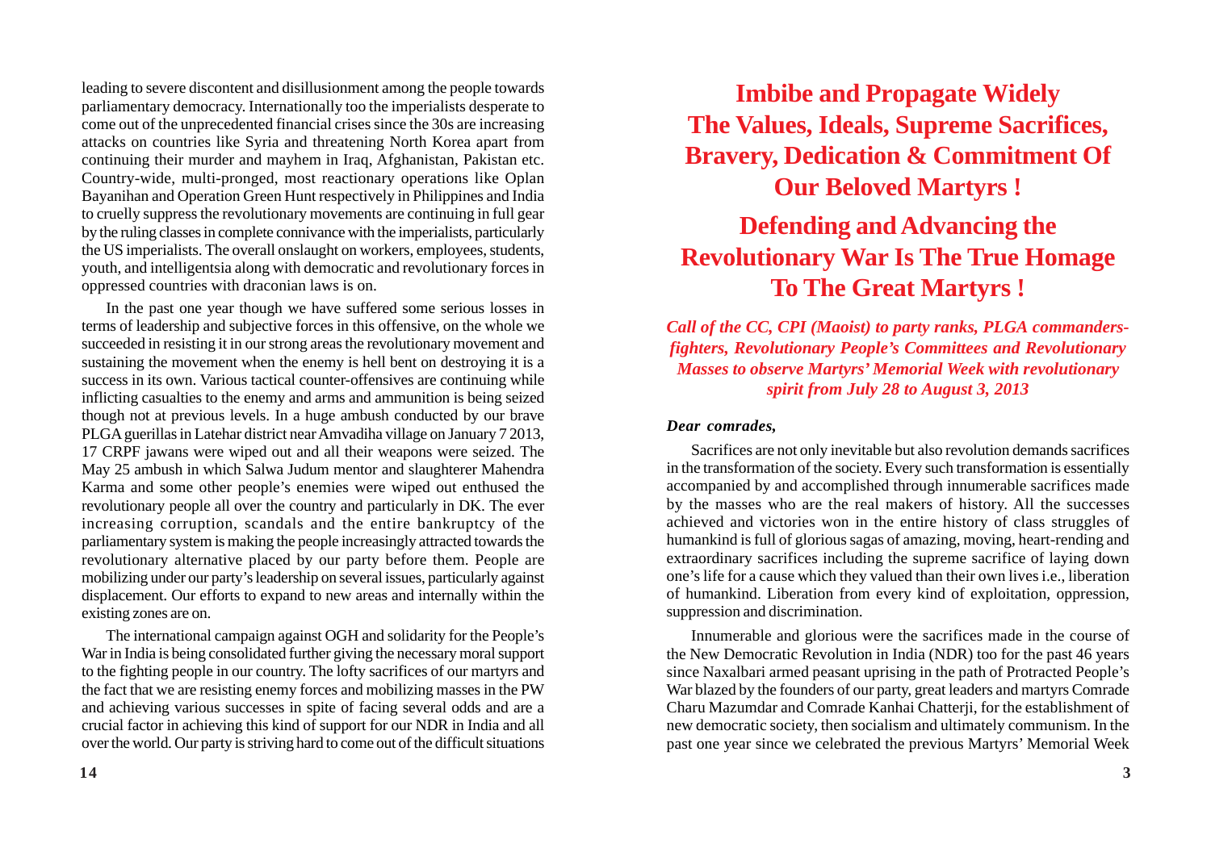leading to severe discontent and disillusionment among the people towards parliamentary democracy. Internationally too the imperialists desperate to come out of the unprecedented financial crises since the 30s are increasing attacks on countries like Syria and threatening North Korea apart from continuing their murder and mayhem in Iraq, Afghanistan, Pakistan etc. Country-wide, multi-pronged, most reactionary operations like Oplan Bayanihan and Operation Green Hunt respectively in Philippines and India to cruelly suppress the revolutionary movements are continuing in full gear by the ruling classes in complete connivance with the imperialists, particularly the US imperialists. The overall onslaught on workers, employees, students, youth, and intelligentsia along with democratic and revolutionary forces in oppressed countries with draconian laws is on.

In the past one year though we have suffered some serious losses in terms of leadership and subjective forces in this offensive, on the whole we succeeded in resisting it in our strong areas the revolutionary movement and sustaining the movement when the enemy is hell bent on destroying it is a success in its own. Various tactical counter-offensives are continuing while inflicting casualties to the enemy and arms and ammunition is being seized though not at previous levels. In a huge ambush conducted by our brave PLGA guerillas in Latehar district near Amvadiha village on January 7 2013, 17 CRPF jawans were wiped out and all their weapons were seized. The May 25 ambush in which Salwa Judum mentor and slaughterer Mahendra Karma and some other people's enemies were wiped out enthused the revolutionary people all over the country and particularly in DK. The ever increasing corruption, scandals and the entire bankruptcy of the parliamentary system is making the people increasingly attracted towards the revolutionary alternative placed by our party before them. People are mobilizing under our party's leadership on several issues, particularly against displacement. Our efforts to expand to new areas and internally within the existing zones are on.

The international campaign against OGH and solidarity for the People's War in India is being consolidated further giving the necessary moral support to the fighting people in our country. The lofty sacrifices of our martyrs and the fact that we are resisting enemy forces and mobilizing masses in the PW and achieving various successes in spite of facing several odds and are a crucial factor in achieving this kind of support for our NDR in India and all over the world. Our party is striving hard to come out of the difficult situations

# Imbibe and Propagate Widely The Values, Ideals, Supreme Sacrifices, Bravery, Dedication & Commitment Of Our Beloved Martyrs !

# Defending and Advancing the Revolutionary War Is The True Homage To The Great Martyrs !

***Call of the CC, CPI (Maoist) to party ranks, PLGA commanders-fighters, Revolutionary People's Committees and Revolutionary Masses to observe Martyrs' Memorial Week with revolutionary spirit from July 28 to August 3, 2013***

***Dear comrades,***

Sacrifices are not only inevitable but also revolution demands sacrifices in the transformation of the society. Every such transformation is essentially accompanied by and accomplished through innumerable sacrifices made by the masses who are the real makers of history. All the successes achieved and victories won in the entire history of class struggles of humankind is full of glorious sagas of amazing, moving, heart-rending and extraordinary sacrifices including the supreme sacrifice of laying down one's life for a cause which they valued than their own lives i.e., liberation of humankind. Liberation from every kind of exploitation, oppression, suppression and discrimination.

Innumerable and glorious were the sacrifices made in the course of the New Democratic Revolution in India (NDR) too for the past 46 years since Naxalbari armed peasant uprising in the path of Protracted People's War blazed by the founders of our party, great leaders and martyrs Comrade Charu Mazumdar and Comrade Kanhai Chatterji, for the establishment of new democratic society, then socialism and ultimately communism. In the past one year since we celebrated the previous Martyrs' Memorial Week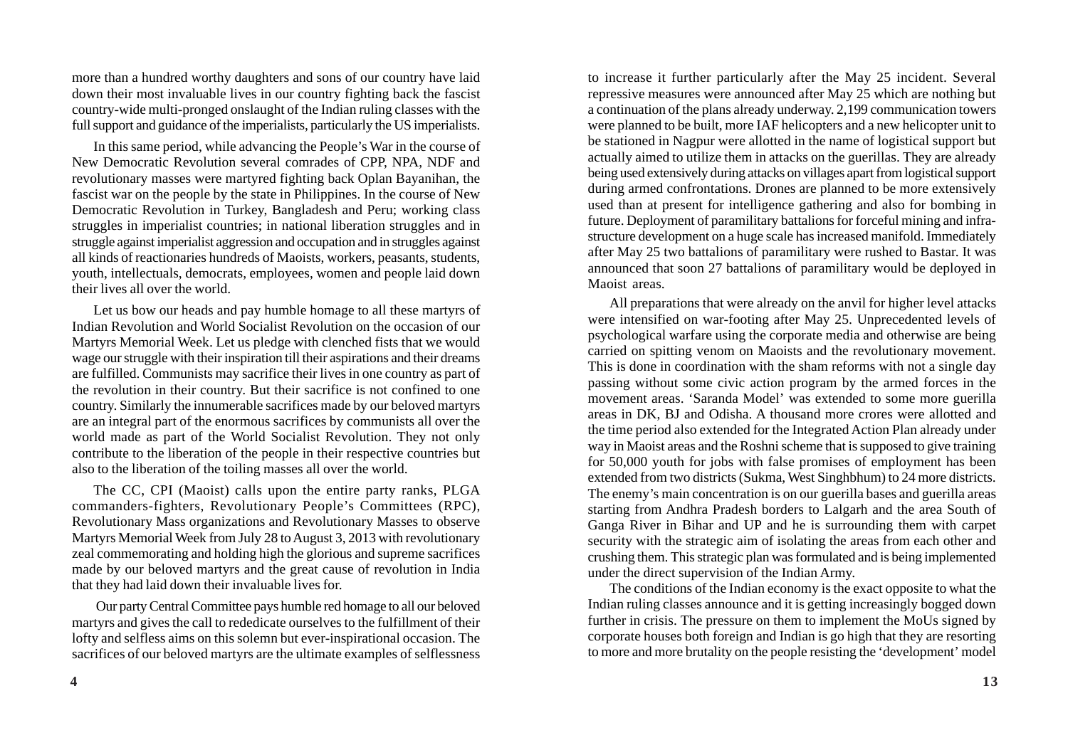more than a hundred worthy daughters and sons of our country have laid down their most invaluable lives in our country fighting back the fascist country-wide multi-pronged onslaught of the Indian ruling classes with the full support and guidance of the imperialists, particularly the US imperialists.

In this same period, while advancing the People's War in the course of New Democratic Revolution several comrades of CPP, NPA, NDF and revolutionary masses were martyred fighting back Oplan Bayanihan, the fascist war on the people by the state in Philippines. In the course of New Democratic Revolution in Turkey, Bangladesh and Peru; working class struggles in imperialist countries; in national liberation struggles and in struggle against imperialist aggression and occupation and in struggles against all kinds of reactionaries hundreds of Maoists, workers, peasants, students, youth, intellectuals, democrats, employees, women and people laid down their lives all over the world.

Let us bow our heads and pay humble homage to all these martyrs of Indian Revolution and World Socialist Revolution on the occasion of our Martyrs Memorial Week. Let us pledge with clenched fists that we would wage our struggle with their inspiration till their aspirations and their dreams are fulfilled. Communists may sacrifice their lives in one country as part of the revolution in their country. But their sacrifice is not confined to one country. Similarly the innumerable sacrifices made by our beloved martyrs are an integral part of the enormous sacrifices by communists all over the world made as part of the World Socialist Revolution. They not only contribute to the liberation of the people in their respective countries but also to the liberation of the toiling masses all over the world.

The CC, CPI (Maoist) calls upon the entire party ranks, PLGA commanders-fighters, Revolutionary People's Committees (RPC), Revolutionary Mass organizations and Revolutionary Masses to observe Martyrs Memorial Week from July 28 to August 3, 2013 with revolutionary zeal commemorating and holding high the glorious and supreme sacrifices made by our beloved martyrs and the great cause of revolution in India that they had laid down their invaluable lives for.

Our party Central Committee pays humble red homage to all our beloved martyrs and gives the call to rededicate ourselves to the fulfillment of their lofty and selfless aims on this solemn but ever-inspirational occasion. The sacrifices of our beloved martyrs are the ultimate examples of selflessness

to increase it further particularly after the May 25 incident. Several repressive measures were announced after May 25 which are nothing but a continuation of the plans already underway. 2,199 communication towers were planned to be built, more IAF helicopters and a new helicopter unit to be stationed in Nagpur were allotted in the name of logistical support but actually aimed to utilize them in attacks on the guerillas. They are already being used extensively during attacks on villages apart from logistical support during armed confrontations. Drones are planned to be more extensively used than at present for intelligence gathering and also for bombing in future. Deployment of paramilitary battalions for forceful mining and infra-structure development on a huge scale has increased manifold. Immediately after May 25 two battalions of paramilitary were rushed to Bastar. It was announced that soon 27 battalions of paramilitary would be deployed in Maoist areas.

All preparations that were already on the anvil for higher level attacks were intensified on war-footing after May 25. Unprecedented levels of psychological warfare using the corporate media and otherwise are being carried on spitting venom on Maoists and the revolutionary movement. This is done in coordination with the sham reforms with not a single day passing without some civic action program by the armed forces in the movement areas. 'Saranda Model' was extended to some more guerilla areas in DK, BJ and Odisha. A thousand more crores were allotted and the time period also extended for the Integrated Action Plan already under way in Maoist areas and the Roshni scheme that is supposed to give training for 50,000 youth for jobs with false promises of employment has been extended from two districts (Sukma, West Singhbhum) to 24 more districts. The enemy's main concentration is on our guerilla bases and guerilla areas starting from Andhra Pradesh borders to Lalgarh and the area South of Ganga River in Bihar and UP and he is surrounding them with carpet security with the strategic aim of isolating the areas from each other and crushing them. This strategic plan was formulated and is being implemented under the direct supervision of the Indian Army.

The conditions of the Indian economy is the exact opposite to what the Indian ruling classes announce and it is getting increasingly bogged down further in crisis. The pressure on them to implement the MoUs signed by corporate houses both foreign and Indian is go high that they are resorting to more and more brutality on the people resisting the 'development' model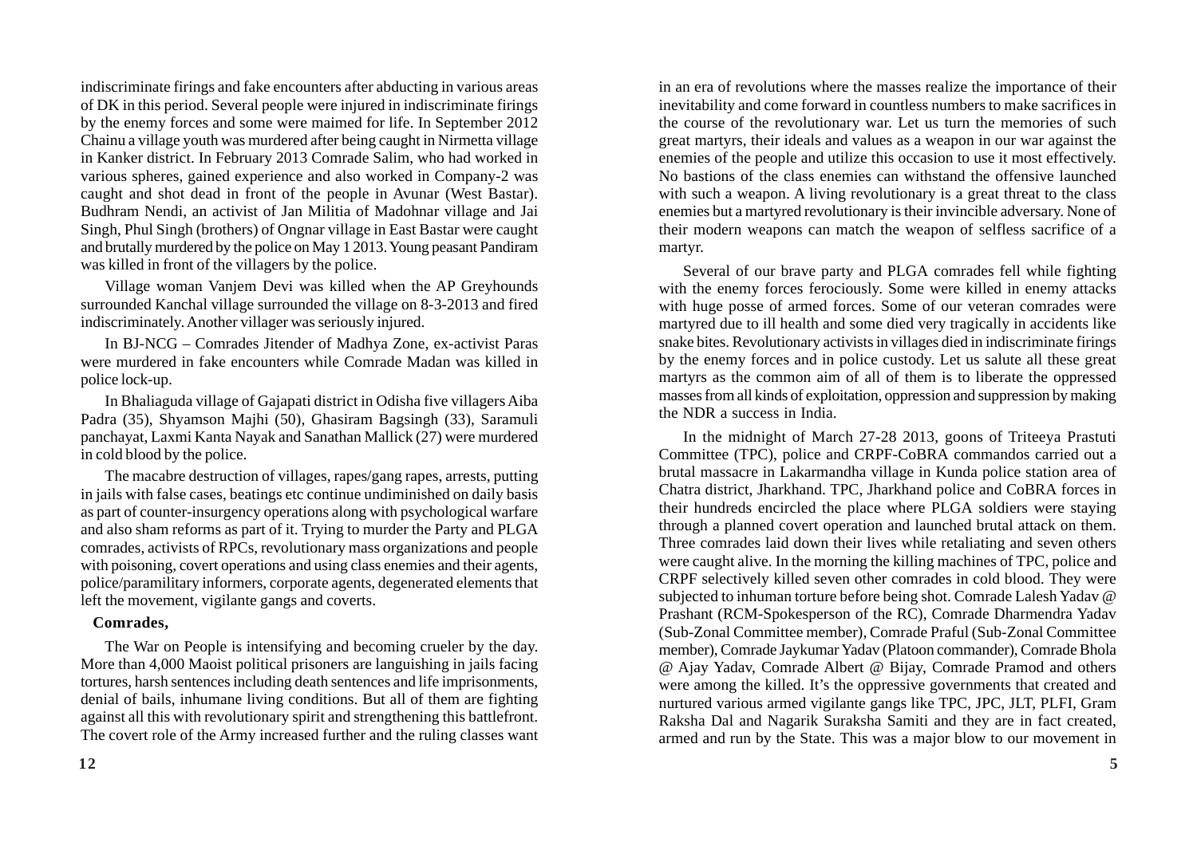indiscriminate firings and fake encounters after abducting in various areas of DK in this period. Several people were injured in indiscriminate firings by the enemy forces and some were maimed for life. In September 2012 Chainu a village youth was murdered after being caught in Nirmetta village in Kanker district. In February 2013 Comrade Salim, who had worked in various spheres, gained experience and also worked in Company-2 was caught and shot dead in front of the people in Avunar (West Bastar). Budhram Nendi, an activist of Jan Militia of Madohnar village and Jai Singh, Phul Singh (brothers) of Ongnar village in East Bastar were caught and brutally murdered by the police on May 1 2013. Young peasant Pandiram was killed in front of the villagers by the police.

Village woman Vanjem Devi was killed when the AP Greyhounds surrounded Kanchal village surrounded the village on 8-3-2013 and fired indiscriminately. Another villager was seriously injured.

In BJ-NCG – Comrades Jitender of Madhya Zone, ex-activist Paras were murdered in fake encounters while Comrade Madan was killed in police lock-up.

In Bhaliaguda village of Gajapati district in Odisha five villagers Aiba Padra (35), Shyamson Majhi (50), Ghasiram Bagsingh (33), Saramuli panchayat, Laxmi Kanta Nayak and Sanathan Mallick (27) were murdered in cold blood by the police.

The macabre destruction of villages, rapes/gang rapes, arrests, putting in jails with false cases, beatings etc continue undiminished on daily basis as part of counter-insurgency operations along with psychological warfare and also sham reforms as part of it. Trying to murder the Party and PLGA comrades, activists of RPCs, revolutionary mass organizations and people with poisoning, covert operations and using class enemies and their agents, police/paramilitary informers, corporate agents, degenerated elements that left the movement, vigilante gangs and coverts.

**Comrades,**

The War on People is intensifying and becoming crueler by the day. More than 4,000 Maoist political prisoners are languishing in jails facing tortures, harsh sentences including death sentences and life imprisonments, denial of bails, inhumane living conditions. But all of them are fighting against all this with revolutionary spirit and strengthening this battlefront. The covert role of the Army increased further and the ruling classes want

in an era of revolutions where the masses realize the importance of their inevitability and come forward in countless numbers to make sacrifices in the course of the revolutionary war. Let us turn the memories of such great martyrs, their ideals and values as a weapon in our war against the enemies of the people and utilize this occasion to use it most effectively. No bastions of the class enemies can withstand the offensive launched with such a weapon. A living revolutionary is a great threat to the class enemies but a martyred revolutionary is their invincible adversary. None of their modern weapons can match the weapon of selfless sacrifice of a martyr.

Several of our brave party and PLGA comrades fell while fighting with the enemy forces ferociously. Some were killed in enemy attacks with huge posse of armed forces. Some of our veteran comrades were martyred due to ill health and some died very tragically in accidents like snake bites. Revolutionary activists in villages died in indiscriminate firings by the enemy forces and in police custody. Let us salute all these great martyrs as the common aim of all of them is to liberate the oppressed masses from all kinds of exploitation, oppression and suppression by making the NDR a success in India.

In the midnight of March 27-28 2013, goons of Triteeya Prastuti Committee (TPC), police and CRPF-CoBRA commandos carried out a brutal massacre in Lakarmandha village in Kunda police station area of Chatra district, Jharkhand. TPC, Jharkhand police and CoBRA forces in their hundreds encircled the place where PLGA soldiers were staying through a planned covert operation and launched brutal attack on them. Three comrades laid down their lives while retaliating and seven others were caught alive. In the morning the killing machines of TPC, police and CRPF selectively killed seven other comrades in cold blood. They were subjected to inhuman torture before being shot. Comrade Lalesh Yadav @ Prashant (RCM-Spokesperson of the RC), Comrade Dharmendra Yadav (Sub-Zonal Committee member), Comrade Praful (Sub-Zonal Committee member), Comrade Jaykumar Yadav (Platoon commander), Comrade Bhola @ Ajay Yadav, Comrade Albert @ Bijay, Comrade Pramod and others were among the killed. It's the oppressive governments that created and nurtured various armed vigilante gangs like TPC, JPC, JLT, PLFI, Gram Raksha Dal and Nagarik Suraksha Samiti and they are in fact created, armed and run by the State. This was a major blow to our movement in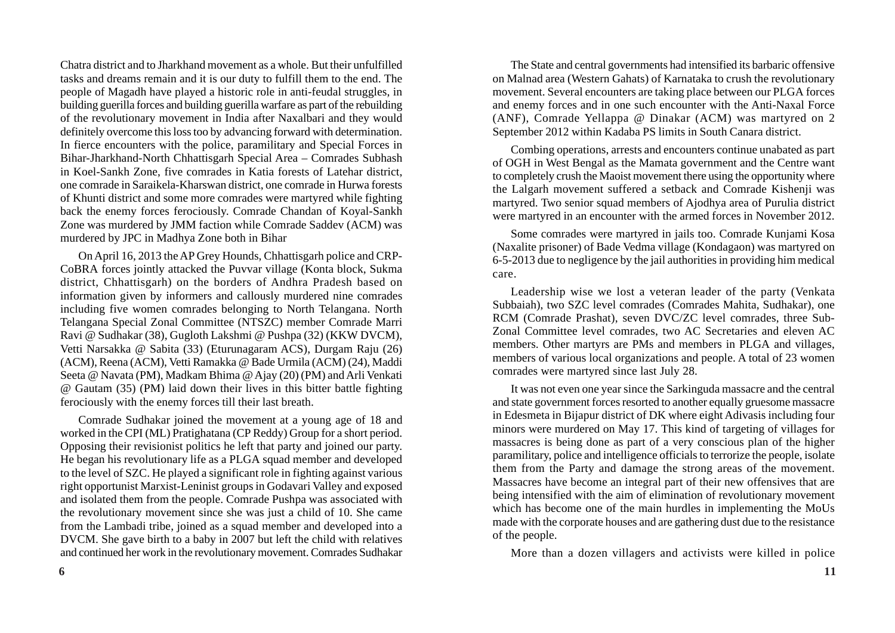Chatra district and to Jharkhand movement as a whole. But their unfulfilled tasks and dreams remain and it is our duty to fulfill them to the end. The people of Magadh have played a historic role in anti-feudal struggles, in building guerilla forces and building guerilla warfare as part of the rebuilding of the revolutionary movement in India after Naxalbari and they would definitely overcome this loss too by advancing forward with determination. In fierce encounters with the police, paramilitary and Special Forces in Bihar-Jharkhand-North Chhattisgarh Special Area – Comrades Subhash in Koel-Sankh Zone, five comrades in Katia forests of Latehar district, one comrade in Saraikela-Kharswan district, one comrade in Hurwa forests of Khunti district and some more comrades were martyred while fighting back the enemy forces ferociously. Comrade Chandan of Koyal-Sankh Zone was murdered by JMM faction while Comrade Saddev (ACM) was murdered by JPC in Madhya Zone both in Bihar

On April 16, 2013 the AP Grey Hounds, Chhattisgarh police and CRP-CoBRA forces jointly attacked the Puvvar village (Konta block, Sukma district, Chhattisgarh) on the borders of Andhra Pradesh based on information given by informers and callously murdered nine comrades including five women comrades belonging to North Telangana. North Telangana Special Zonal Committee (NTSZC) member Comrade Marri Ravi @ Sudhakar (38), Gugloth Lakshmi @ Pushpa (32) (KKW DVCM), Vetti Narsakka @ Sabita (33) (Eturunagaram ACS), Durgam Raju (26) (ACM), Reena (ACM), Vetti Ramakka @ Bade Urmila (ACM) (24), Maddi Seeta @ Navata (PM), Madkam Bhima @ Ajay (20) (PM) and Arli Venkati @ Gautam (35) (PM) laid down their lives in this bitter battle fighting ferociously with the enemy forces till their last breath.

Comrade Sudhakar joined the movement at a young age of 18 and worked in the CPI (ML) Pratighatana (CP Reddy) Group for a short period. Opposing their revisionist politics he left that party and joined our party. He began his revolutionary life as a PLGA squad member and developed to the level of SZC. He played a significant role in fighting against various right opportunist Marxist-Leninist groups in Godavari Valley and exposed and isolated them from the people. Comrade Pushpa was associated with the revolutionary movement since she was just a child of 10. She came from the Lambadi tribe, joined as a squad member and developed into a DVCM. She gave birth to a baby in 2007 but left the child with relatives and continued her work in the revolutionary movement. Comrades Sudhakar

The State and central governments had intensified its barbaric offensive on Malnad area (Western Gahats) of Karnataka to crush the revolutionary movement. Several encounters are taking place between our PLGA forces and enemy forces and in one such encounter with the Anti-Naxal Force (ANF), Comrade Yellappa @ Dinakar (ACM) was martyred on 2 September 2012 within Kadaba PS limits in South Canara district.

Combing operations, arrests and encounters continue unabated as part of OGH in West Bengal as the Mamata government and the Centre want to completely crush the Maoist movement there using the opportunity where the Lalgarh movement suffered a setback and Comrade Kishenji was martyred. Two senior squad members of Ajodhya area of Purulia district were martyred in an encounter with the armed forces in November 2012.

Some comrades were martyred in jails too. Comrade Kunjami Kosa (Naxalite prisoner) of Bade Vedma village (Kondagaon) was martyred on 6-5-2013 due to negligence by the jail authorities in providing him medical care.

Leadership wise we lost a veteran leader of the party (Venkata Subbaiah), two SZC level comrades (Comrades Mahita, Sudhakar), one RCM (Comrade Prashat), seven DVC/ZC level comrades, three Sub-Zonal Committee level comrades, two AC Secretaries and eleven AC members. Other martyrs are PMs and members in PLGA and villages, members of various local organizations and people. A total of 23 women comrades were martyred since last July 28.

It was not even one year since the Sarkinguda massacre and the central and state government forces resorted to another equally gruesome massacre in Edesmeta in Bijapur district of DK where eight Adivasis including four minors were murdered on May 17. This kind of targeting of villages for massacres is being done as part of a very conscious plan of the higher paramilitary, police and intelligence officials to terrorize the people, isolate them from the Party and damage the strong areas of the movement. Massacres have become an integral part of their new offensives that are being intensified with the aim of elimination of revolutionary movement which has become one of the main hurdles in implementing the MoUs made with the corporate houses and are gathering dust due to the resistance of the people.

More than a dozen villagers and activists were killed in police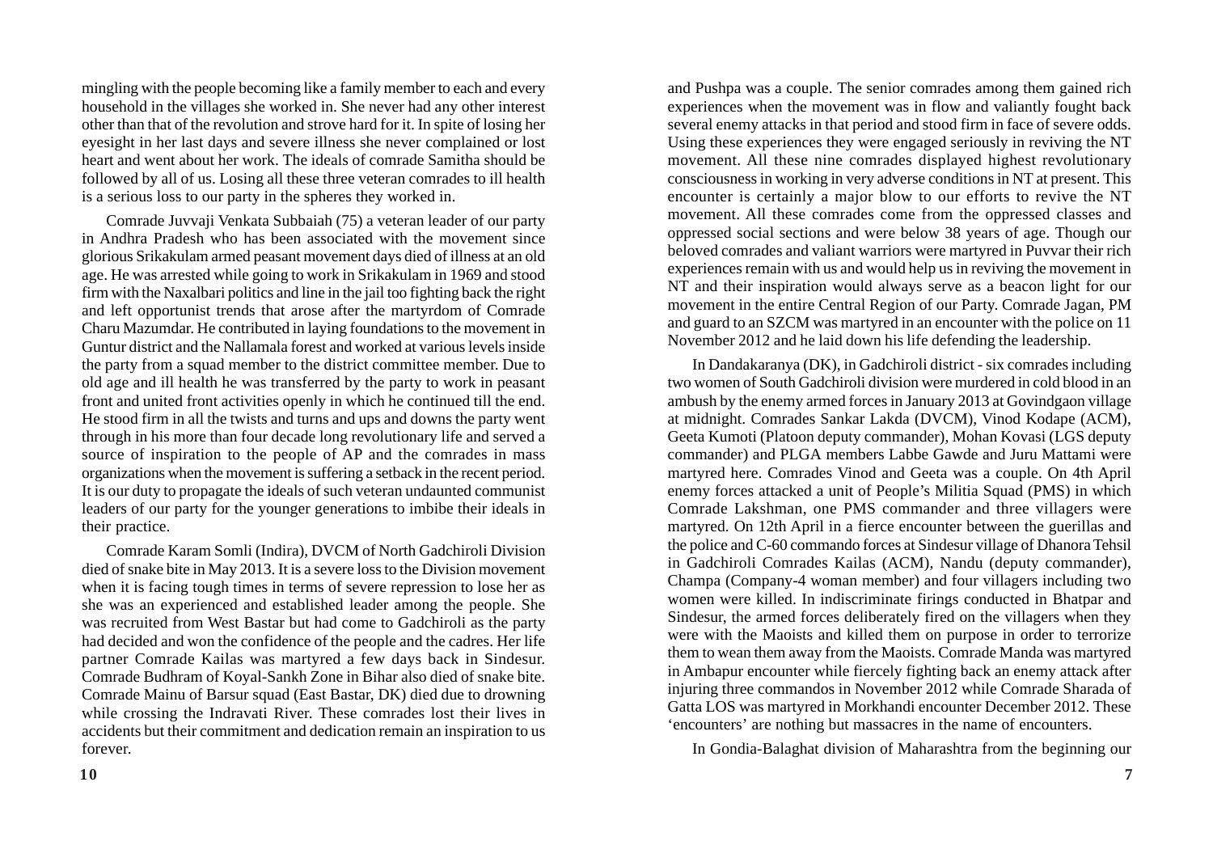mingling with the people becoming like a family member to each and every household in the villages she worked in. She never had any other interest other than that of the revolution and strove hard for it. In spite of losing her eyesight in her last days and severe illness she never complained or lost heart and went about her work. The ideals of comrade Samitha should be followed by all of us. Losing all these three veteran comrades to ill health is a serious loss to our party in the spheres they worked in.

Comrade Juvvaji Venkata Subbaiah (75) a veteran leader of our party in Andhra Pradesh who has been associated with the movement since glorious Srikakulam armed peasant movement days died of illness at an old age. He was arrested while going to work in Srikakulam in 1969 and stood firm with the Naxalbari politics and line in the jail too fighting back the right and left opportunist trends that arose after the martyrdom of Comrade Charu Mazumdar. He contributed in laying foundations to the movement in Guntur district and the Nallamala forest and worked at various levels inside the party from a squad member to the district committee member. Due to old age and ill health he was transferred by the party to work in peasant front and united front activities openly in which he continued till the end. He stood firm in all the twists and turns and ups and downs the party went through in his more than four decade long revolutionary life and served a source of inspiration to the people of AP and the comrades in mass organizations when the movement is suffering a setback in the recent period. It is our duty to propagate the ideals of such veteran undaunted communist leaders of our party for the younger generations to imbibe their ideals in their practice.

Comrade Karam Somli (Indira), DVCM of North Gadchiroli Division died of snake bite in May 2013. It is a severe loss to the Division movement when it is facing tough times in terms of severe repression to lose her as she was an experienced and established leader among the people. She was recruited from West Bastar but had come to Gadchiroli as the party had decided and won the confidence of the people and the cadres. Her life partner Comrade Kailas was martyred a few days back in Sindesur. Comrade Budhram of Koyal-Sankh Zone in Bihar also died of snake bite. Comrade Mainu of Barsur squad (East Bastar, DK) died due to drowning while crossing the Indravati River. These comrades lost their lives in accidents but their commitment and dedication remain an inspiration to us forever.

and Pushpa was a couple. The senior comrades among them gained rich experiences when the movement was in flow and valiantly fought back several enemy attacks in that period and stood firm in face of severe odds. Using these experiences they were engaged seriously in reviving the NT movement. All these nine comrades displayed highest revolutionary consciousness in working in very adverse conditions in NT at present. This encounter is certainly a major blow to our efforts to revive the NT movement. All these comrades come from the oppressed classes and oppressed social sections and were below 38 years of age. Though our beloved comrades and valiant warriors were martyred in Puvvar their rich experiences remain with us and would help us in reviving the movement in NT and their inspiration would always serve as a beacon light for our movement in the entire Central Region of our Party. Comrade Jagan, PM and guard to an SZCM was martyred in an encounter with the police on 11 November 2012 and he laid down his life defending the leadership.

In Dandakaranya (DK), in Gadchiroli district - six comrades including two women of South Gadchiroli division were murdered in cold blood in an ambush by the enemy armed forces in January 2013 at Govindgaon village at midnight. Comrades Sankar Lakda (DVCM), Vinod Kodape (ACM), Geeta Kumoti (Platoon deputy commander), Mohan Kovasi (LGS deputy commander) and PLGA members Labbe Gawde and Juru Mattami were martyred here. Comrades Vinod and Geeta was a couple. On 4th April enemy forces attacked a unit of People's Militia Squad (PMS) in which Comrade Lakshman, one PMS commander and three villagers were martyred. On 12th April in a fierce encounter between the guerillas and the police and C-60 commando forces at Sindesur village of Dhanora Tehsil in Gadchiroli Comrades Kailas (ACM), Nandu (deputy commander), Champa (Company-4 woman member) and four villagers including two women were killed. In indiscriminate firings conducted in Bhatpar and Sindesur, the armed forces deliberately fired on the villagers when they were with the Maoists and killed them on purpose in order to terrorize them to wean them away from the Maoists. Comrade Manda was martyred in Ambapur encounter while fiercely fighting back an enemy attack after injuring three commandos in November 2012 while Comrade Sharada of Gatta LOS was martyred in Morkhandi encounter December 2012. These 'encounters' are nothing but massacres in the name of encounters.

In Gondia-Balaghat division of Maharashtra from the beginning our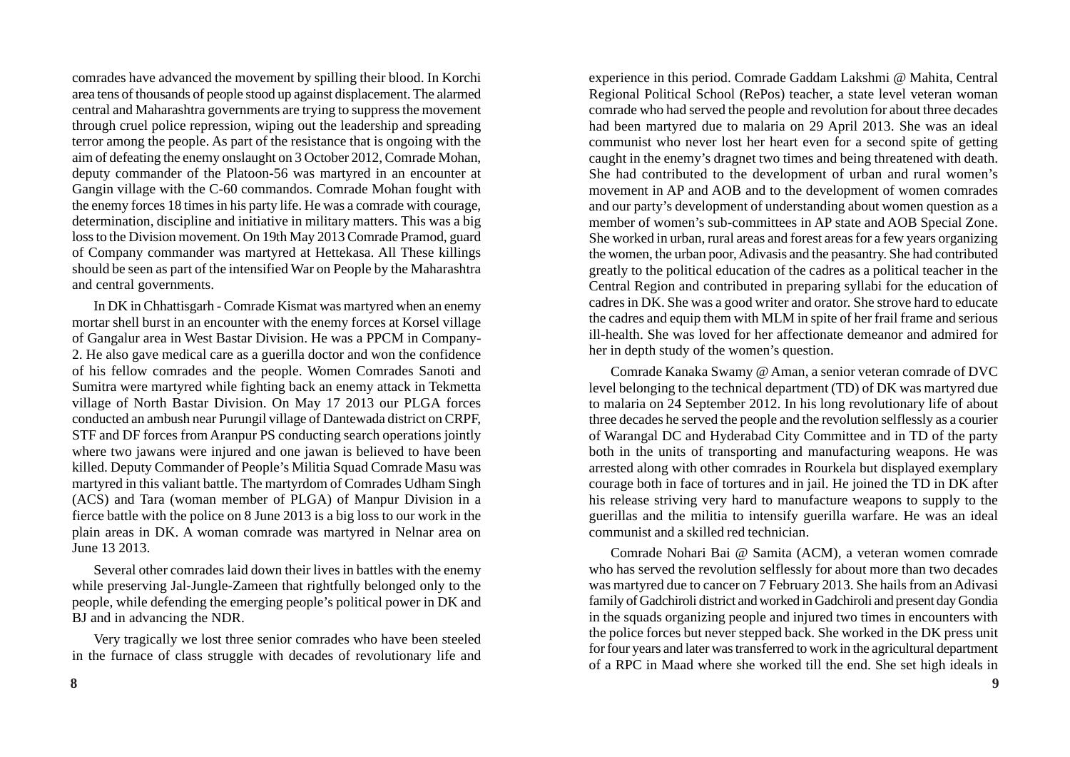comrades have advanced the movement by spilling their blood. In Korchi area tens of thousands of people stood up against displacement. The alarmed central and Maharashtra governments are trying to suppress the movement through cruel police repression, wiping out the leadership and spreading terror among the people. As part of the resistance that is ongoing with the aim of defeating the enemy onslaught on 3 October 2012, Comrade Mohan, deputy commander of the Platoon-56 was martyred in an encounter at Gangin village with the C-60 commandos. Comrade Mohan fought with the enemy forces 18 times in his party life. He was a comrade with courage, determination, discipline and initiative in military matters. This was a big loss to the Division movement. On 19th May 2013 Comrade Pramod, guard of Company commander was martyred at Hettekasa. All These killings should be seen as part of the intensified War on People by the Maharashtra and central governments.

In DK in Chhattisgarh - Comrade Kismat was martyred when an enemy mortar shell burst in an encounter with the enemy forces at Korsel village of Gangalur area in West Bastar Division. He was a PPCM in Company-2. He also gave medical care as a guerilla doctor and won the confidence of his fellow comrades and the people. Women Comrades Sanoti and Sumitra were martyred while fighting back an enemy attack in Tekmetta village of North Bastar Division. On May 17 2013 our PLGA forces conducted an ambush near Purungil village of Dantewada district on CRPF, STF and DF forces from Aranpur PS conducting search operations jointly where two jawans were injured and one jawan is believed to have been killed. Deputy Commander of People's Militia Squad Comrade Masu was martyred in this valiant battle. The martyrdom of Comrades Udham Singh (ACS) and Tara (woman member of PLGA) of Manpur Division in a fierce battle with the police on 8 June 2013 is a big loss to our work in the plain areas in DK. A woman comrade was martyred in Nelnar area on June 13 2013.

Several other comrades laid down their lives in battles with the enemy while preserving Jal-Jungle-Zameen that rightfully belonged only to the people, while defending the emerging people's political power in DK and BJ and in advancing the NDR.

Very tragically we lost three senior comrades who have been steeled in the furnace of class struggle with decades of revolutionary life and experience in this period. Comrade Gaddam Lakshmi @ Mahita, Central Regional Political School (RePos) teacher, a state level veteran woman comrade who had served the people and revolution for about three decades had been martyred due to malaria on 29 April 2013. She was an ideal communist who never lost her heart even for a second spite of getting caught in the enemy's dragnet two times and being threatened with death. She had contributed to the development of urban and rural women's movement in AP and AOB and to the development of women comrades and our party's development of understanding about women question as a member of women's sub-committees in AP state and AOB Special Zone. She worked in urban, rural areas and forest areas for a few years organizing the women, the urban poor, Adivasis and the peasantry. She had contributed greatly to the political education of the cadres as a political teacher in the Central Region and contributed in preparing syllabi for the education of cadres in DK. She was a good writer and orator. She strove hard to educate the cadres and equip them with MLM in spite of her frail frame and serious ill-health. She was loved for her affectionate demeanor and admired for her in depth study of the women's question.

Comrade Kanaka Swamy @ Aman, a senior veteran comrade of DVC level belonging to the technical department (TD) of DK was martyred due to malaria on 24 September 2012. In his long revolutionary life of about three decades he served the people and the revolution selflessly as a courier of Warangal DC and Hyderabad City Committee and in TD of the party both in the units of transporting and manufacturing weapons. He was arrested along with other comrades in Rourkela but displayed exemplary courage both in face of tortures and in jail. He joined the TD in DK after his release striving very hard to manufacture weapons to supply to the guerillas and the militia to intensify guerilla warfare. He was an ideal communist and a skilled red technician.

Comrade Nohari Bai @ Samita (ACM), a veteran women comrade who has served the revolution selflessly for about more than two decades was martyred due to cancer on 7 February 2013. She hails from an Adivasi family of Gadchiroli district and worked in Gadchiroli and present day Gondia in the squads organizing people and injured two times in encounters with the police forces but never stepped back. She worked in the DK press unit for four years and later was transferred to work in the agricultural department of a RPC in Maad where she worked till the end. She set high ideals in